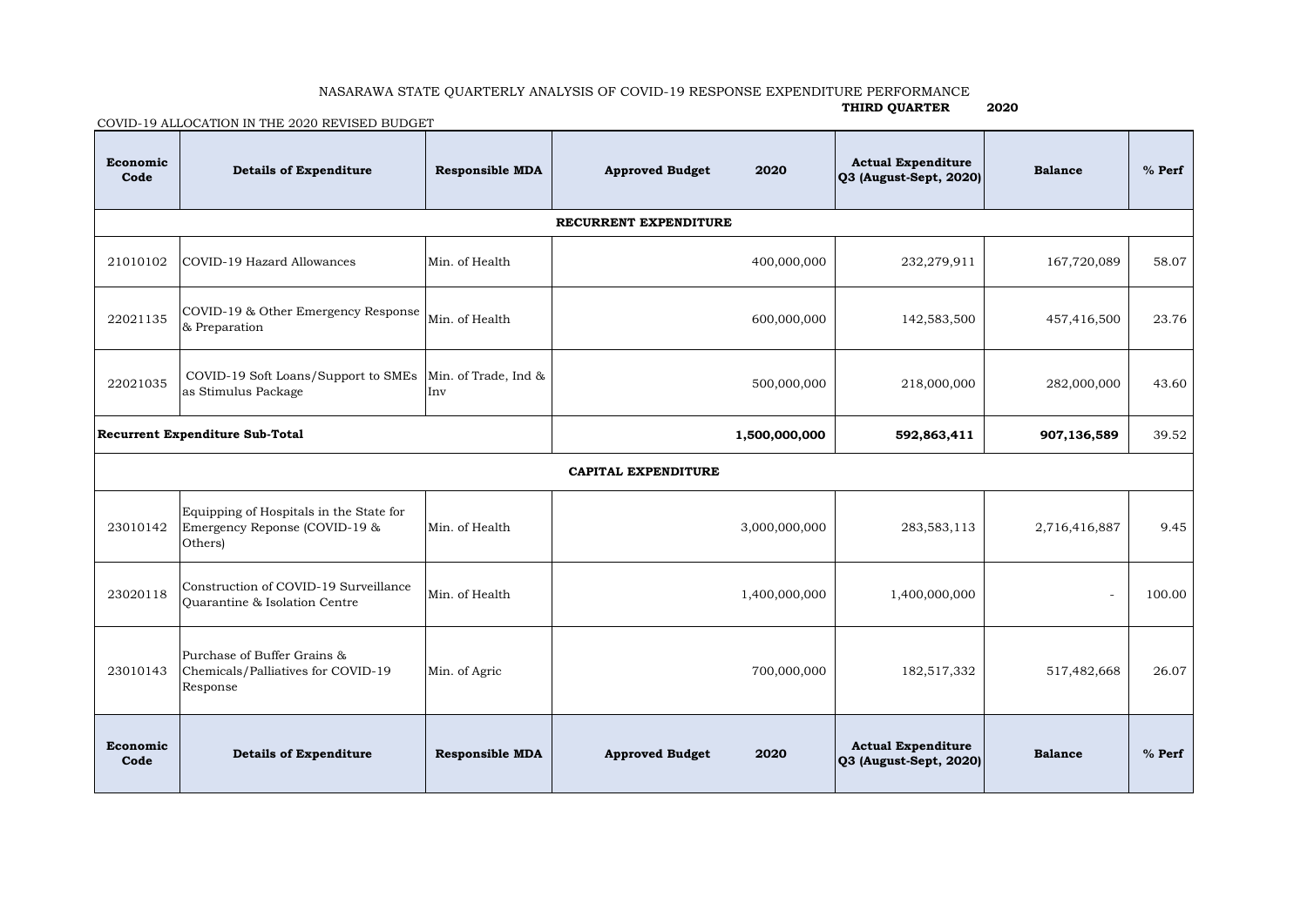NASARAWA STATE QUARTERLY ANALYSIS OF COVID-19 RESPONSE EXPENDITURE PERFORMANCE

**THIRD QUARTER 2020**

COVID-19 ALLOCATION IN THE 2020 REVISED BUDGET

| Economic Code | Details of Expenditure | Responsible MDA | Approved Budget 2020 | Actual Expenditure Q3 (August-Sept, 2020) | Balance | % Perf |
|---|---|---|---|---|---|---|
| | | | **RECURRENT EXPENDITURE** | | | |
| 21010102 | COVID-19 Hazard Allowances | Min. of Health | 400,000,000 | 232,279,911 | 167,720,089 | 58.07 |
| 22021135 | COVID-19 & Other Emergency Response & Preparation | Min. of Health | 600,000,000 | 142,583,500 | 457,416,500 | 23.76 |
| 22021035 | COVID-19 Soft Loans/Support to SMEs as Stimulus Package | Min. of Trade, Ind & Inv | 500,000,000 | 218,000,000 | 282,000,000 | 43.60 |
| **Recurrent Expenditure Sub-Total** | | | **1,500,000,000** | **592,863,411** | **907,136,589** | 39.52 |
| | | | **CAPITAL EXPENDITURE** | | | |
| 23010142 | Equipping of Hospitals in the State for Emergency Reponse (COVID-19 & Others) | Min. of Health | 3,000,000,000 | 283,583,113 | 2,716,416,887 | 9.45 |
| 23020118 | Construction of COVID-19 Surveillance Quarantine & Isolation Centre | Min. of Health | 1,400,000,000 | 1,400,000,000 | - | 100.00 |
| 23010143 | Purchase of Buffer Grains & Chemicals/Palliatives for COVID-19 Response | Min. of Agric | 700,000,000 | 182,517,332 | 517,482,668 | 26.07 |
| **Economic Code** | **Details of Expenditure** | **Responsible MDA** | **Approved Budget 2020** | **Actual Expenditure Q3 (August-Sept, 2020)** | **Balance** | **% Perf** |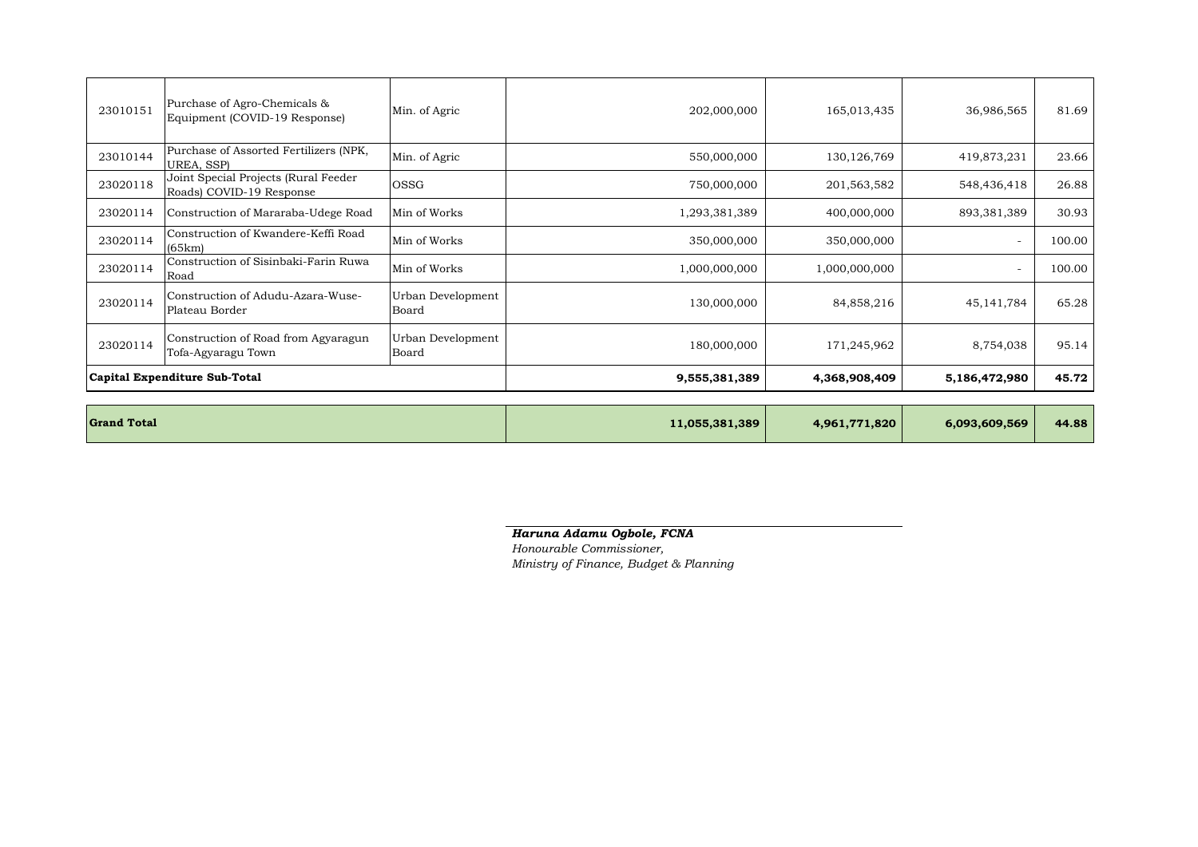| | | | | | | |
|---|---|---|---|---|---|---|
| 23010151 | Purchase of Agro-Chemicals & Equipment (COVID-19 Response) | Min. of Agric | 202,000,000 | 165,013,435 | 36,986,565 | 81.69 |
| 23010144 | Purchase of Assorted Fertilizers (NPK, UREA, SSP) | Min. of Agric | 550,000,000 | 130,126,769 | 419,873,231 | 23.66 |
| 23020118 | Joint Special Projects (Rural Feeder Roads) COVID-19 Response | OSSG | 750,000,000 | 201,563,582 | 548,436,418 | 26.88 |
| 23020114 | Construction of Mararaba-Udege Road | Min of Works | 1,293,381,389 | 400,000,000 | 893,381,389 | 30.93 |
| 23020114 | Construction of Kwandere-Keffi Road (65km) | Min of Works | 350,000,000 | 350,000,000 | - | 100.00 |
| 23020114 | Construction of Sisinbaki-Farin Ruwa Road | Min of Works | 1,000,000,000 | 1,000,000,000 | - | 100.00 |
| 23020114 | Construction of Adudu-Azara-Wuse-Plateau Border | Urban Development Board | 130,000,000 | 84,858,216 | 45,141,784 | 65.28 |
| 23020114 | Construction of Road from Agyaragun Tofa-Agyaragu Town | Urban Development Board | 180,000,000 | 171,245,962 | 8,754,038 | 95.14 |
| **Capital Expenditure Sub-Total** | | | **9,555,381,389** | **4,368,908,409** | **5,186,472,980** | **45.72** |
| **Grand Total** | | | **11,055,381,389** | **4,961,771,820** | **6,093,609,569** | **44.88** |

***Haruna Adamu Ogbole, FCNA***
*Honourable Commissioner,*
*Ministry of Finance, Budget & Planning*